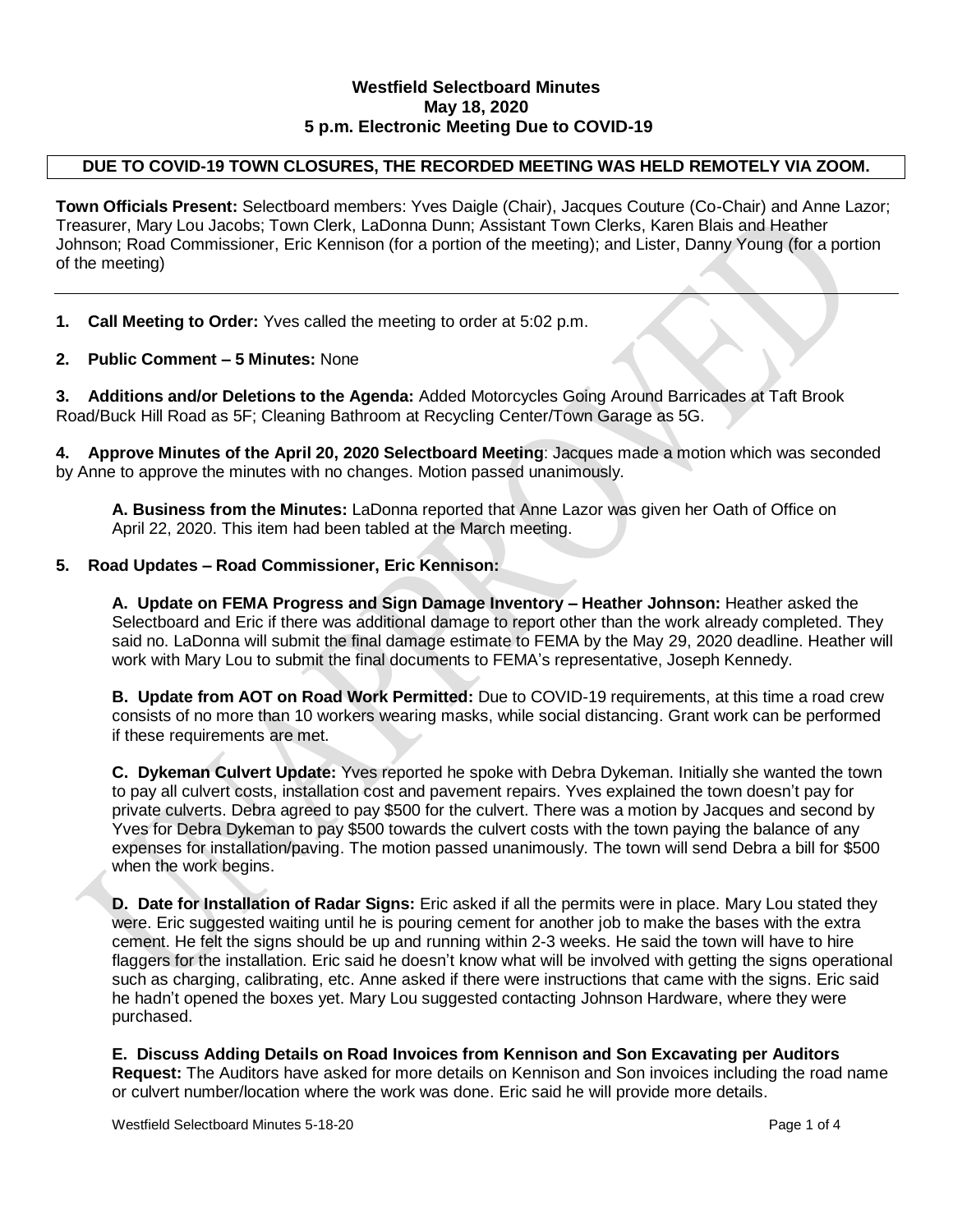**Westfield Selectboard Minutes**
**May 18, 2020**
**5 p.m. Electronic Meeting Due to COVID-19**

**DUE TO COVID-19 TOWN CLOSURES, THE RECORDED MEETING WAS HELD REMOTELY VIA ZOOM.**

**Town Officials Present:** Selectboard members: Yves Daigle (Chair), Jacques Couture (Co-Chair) and Anne Lazor; Treasurer, Mary Lou Jacobs; Town Clerk, LaDonna Dunn; Assistant Town Clerks, Karen Blais and Heather Johnson; Road Commissioner, Eric Kennison (for a portion of the meeting); and Lister, Danny Young (for a portion of the meeting)

---

**1. Call Meeting to Order:** Yves called the meeting to order at 5:02 p.m.

**2. Public Comment – 5 Minutes:** None

**3. Additions and/or Deletions to the Agenda:** Added Motorcycles Going Around Barricades at Taft Brook Road/Buck Hill Road as 5F; Cleaning Bathroom at Recycling Center/Town Garage as 5G.

**4. Approve Minutes of the April 20, 2020 Selectboard Meeting**: Jacques made a motion which was seconded by Anne to approve the minutes with no changes. Motion passed unanimously.

**A. Business from the Minutes:** LaDonna reported that Anne Lazor was given her Oath of Office on April 22, 2020. This item had been tabled at the March meeting.

**5. Road Updates – Road Commissioner, Eric Kennison:**

**A. Update on FEMA Progress and Sign Damage Inventory – Heather Johnson:** Heather asked the Selectboard and Eric if there was additional damage to report other than the work already completed. They said no. LaDonna will submit the final damage estimate to FEMA by the May 29, 2020 deadline. Heather will work with Mary Lou to submit the final documents to FEMA's representative, Joseph Kennedy.

**B. Update from AOT on Road Work Permitted:** Due to COVID-19 requirements, at this time a road crew consists of no more than 10 workers wearing masks, while social distancing. Grant work can be performed if these requirements are met.

**C. Dykeman Culvert Update:** Yves reported he spoke with Debra Dykeman. Initially she wanted the town to pay all culvert costs, installation cost and pavement repairs. Yves explained the town doesn't pay for private culverts. Debra agreed to pay $500 for the culvert. There was a motion by Jacques and second by Yves for Debra Dykeman to pay $500 towards the culvert costs with the town paying the balance of any expenses for installation/paving. The motion passed unanimously. The town will send Debra a bill for $500 when the work begins.

**D. Date for Installation of Radar Signs:** Eric asked if all the permits were in place. Mary Lou stated they were. Eric suggested waiting until he is pouring cement for another job to make the bases with the extra cement. He felt the signs should be up and running within 2-3 weeks. He said the town will have to hire flaggers for the installation. Eric said he doesn't know what will be involved with getting the signs operational such as charging, calibrating, etc. Anne asked if there were instructions that came with the signs. Eric said he hadn't opened the boxes yet. Mary Lou suggested contacting Johnson Hardware, where they were purchased.

**E. Discuss Adding Details on Road Invoices from Kennison and Son Excavating per Auditors Request:** The Auditors have asked for more details on Kennison and Son invoices including the road name or culvert number/location where the work was done. Eric said he will provide more details.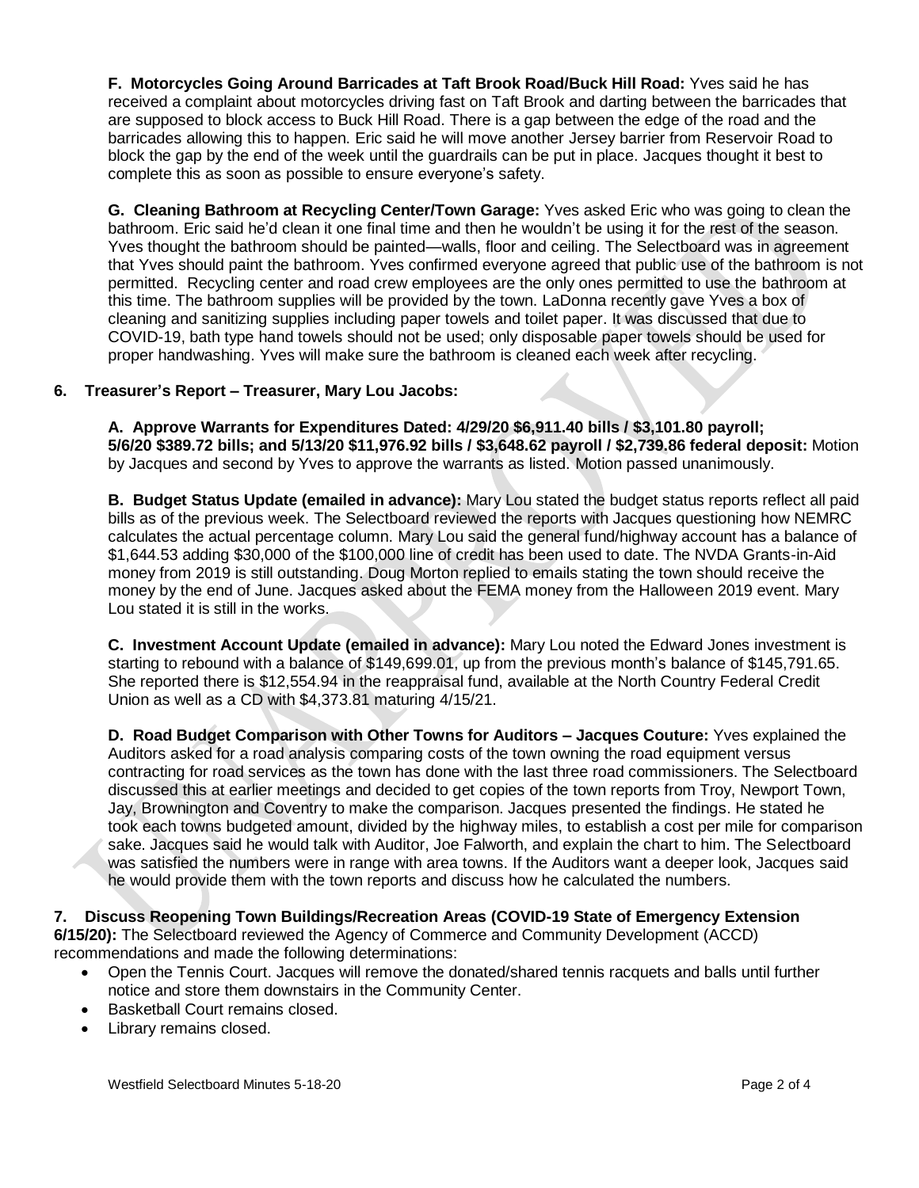**F. Motorcycles Going Around Barricades at Taft Brook Road/Buck Hill Road:** Yves said he has received a complaint about motorcycles driving fast on Taft Brook and darting between the barricades that are supposed to block access to Buck Hill Road. There is a gap between the edge of the road and the barricades allowing this to happen. Eric said he will move another Jersey barrier from Reservoir Road to block the gap by the end of the week until the guardrails can be put in place. Jacques thought it best to complete this as soon as possible to ensure everyone's safety.

**G. Cleaning Bathroom at Recycling Center/Town Garage:** Yves asked Eric who was going to clean the bathroom. Eric said he'd clean it one final time and then he wouldn't be using it for the rest of the season. Yves thought the bathroom should be painted—walls, floor and ceiling. The Selectboard was in agreement that Yves should paint the bathroom. Yves confirmed everyone agreed that public use of the bathroom is not permitted. Recycling center and road crew employees are the only ones permitted to use the bathroom at this time. The bathroom supplies will be provided by the town. LaDonna recently gave Yves a box of cleaning and sanitizing supplies including paper towels and toilet paper. It was discussed that due to COVID-19, bath type hand towels should not be used; only disposable paper towels should be used for proper handwashing. Yves will make sure the bathroom is cleaned each week after recycling.

## 6. Treasurer's Report – Treasurer, Mary Lou Jacobs:

**A. Approve Warrants for Expenditures Dated: 4/29/20 $6,911.40 bills / $3,101.80 payroll; 5/6/20 $389.72 bills; and 5/13/20 $11,976.92 bills / $3,648.62 payroll / $2,739.86 federal deposit:** Motion by Jacques and second by Yves to approve the warrants as listed. Motion passed unanimously.

**B. Budget Status Update (emailed in advance):** Mary Lou stated the budget status reports reflect all paid bills as of the previous week. The Selectboard reviewed the reports with Jacques questioning how NEMRC calculates the actual percentage column. Mary Lou said the general fund/highway account has a balance of $1,644.53 adding $30,000 of the $100,000 line of credit has been used to date. The NVDA Grants-in-Aid money from 2019 is still outstanding. Doug Morton replied to emails stating the town should receive the money by the end of June. Jacques asked about the FEMA money from the Halloween 2019 event. Mary Lou stated it is still in the works.

**C. Investment Account Update (emailed in advance):** Mary Lou noted the Edward Jones investment is starting to rebound with a balance of $149,699.01, up from the previous month's balance of $145,791.65. She reported there is $12,554.94 in the reappraisal fund, available at the North Country Federal Credit Union as well as a CD with $4,373.81 maturing 4/15/21.

**D. Road Budget Comparison with Other Towns for Auditors – Jacques Couture:** Yves explained the Auditors asked for a road analysis comparing costs of the town owning the road equipment versus contracting for road services as the town has done with the last three road commissioners. The Selectboard discussed this at earlier meetings and decided to get copies of the town reports from Troy, Newport Town, Jay, Brownington and Coventry to make the comparison. Jacques presented the findings. He stated he took each towns budgeted amount, divided by the highway miles, to establish a cost per mile for comparison sake. Jacques said he would talk with Auditor, Joe Falworth, and explain the chart to him. The Selectboard was satisfied the numbers were in range with area towns. If the Auditors want a deeper look, Jacques said he would provide them with the town reports and discuss how he calculated the numbers.

## 7. Discuss Reopening Town Buildings/Recreation Areas (COVID-19 State of Emergency Extension 6/15/20):

The Selectboard reviewed the Agency of Commerce and Community Development (ACCD) recommendations and made the following determinations:

- Open the Tennis Court. Jacques will remove the donated/shared tennis racquets and balls until further notice and store them downstairs in the Community Center.
- Basketball Court remains closed.
- Library remains closed.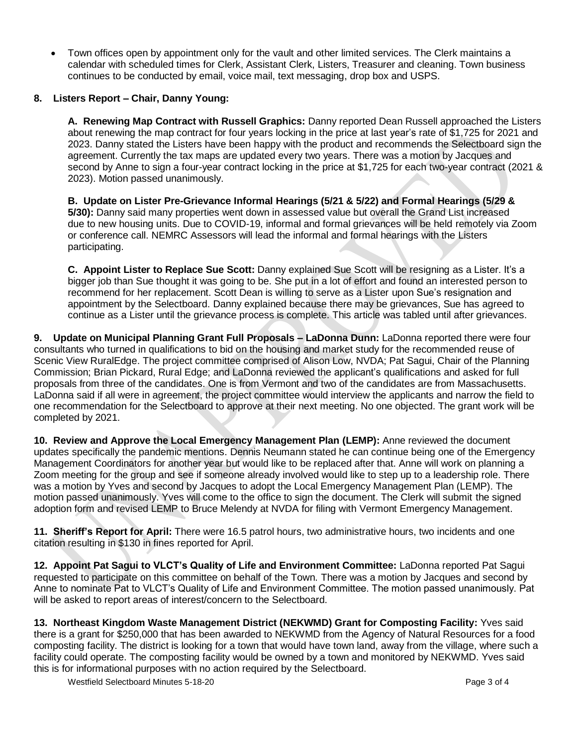- Town offices open by appointment only for the vault and other limited services. The Clerk maintains a calendar with scheduled times for Clerk, Assistant Clerk, Listers, Treasurer and cleaning. Town business continues to be conducted by email, voice mail, text messaging, drop box and USPS.

**8. Listers Report – Chair, Danny Young:**

**A. Renewing Map Contract with Russell Graphics:** Danny reported Dean Russell approached the Listers about renewing the map contract for four years locking in the price at last year's rate of $1,725 for 2021 and 2023. Danny stated the Listers have been happy with the product and recommends the Selectboard sign the agreement. Currently the tax maps are updated every two years. There was a motion by Jacques and second by Anne to sign a four-year contract locking in the price at $1,725 for each two-year contract (2021 & 2023). Motion passed unanimously.

**B. Update on Lister Pre-Grievance Informal Hearings (5/21 & 5/22) and Formal Hearings (5/29 & 5/30):** Danny said many properties went down in assessed value but overall the Grand List increased due to new housing units. Due to COVID-19, informal and formal grievances will be held remotely via Zoom or conference call. NEMRC Assessors will lead the informal and formal hearings with the Listers participating.

**C. Appoint Lister to Replace Sue Scott:** Danny explained Sue Scott will be resigning as a Lister. It's a bigger job than Sue thought it was going to be. She put in a lot of effort and found an interested person to recommend for her replacement. Scott Dean is willing to serve as a Lister upon Sue's resignation and appointment by the Selectboard. Danny explained because there may be grievances, Sue has agreed to continue as a Lister until the grievance process is complete. This article was tabled until after grievances.

**9. Update on Municipal Planning Grant Full Proposals – LaDonna Dunn:** LaDonna reported there were four consultants who turned in qualifications to bid on the housing and market study for the recommended reuse of Scenic View RuralEdge. The project committee comprised of Alison Low, NVDA; Pat Sagui, Chair of the Planning Commission; Brian Pickard, Rural Edge; and LaDonna reviewed the applicant's qualifications and asked for full proposals from three of the candidates. One is from Vermont and two of the candidates are from Massachusetts. LaDonna said if all were in agreement, the project committee would interview the applicants and narrow the field to one recommendation for the Selectboard to approve at their next meeting. No one objected. The grant work will be completed by 2021.

**10. Review and Approve the Local Emergency Management Plan (LEMP):** Anne reviewed the document updates specifically the pandemic mentions. Dennis Neumann stated he can continue being one of the Emergency Management Coordinators for another year but would like to be replaced after that. Anne will work on planning a Zoom meeting for the group and see if someone already involved would like to step up to a leadership role. There was a motion by Yves and second by Jacques to adopt the Local Emergency Management Plan (LEMP). The motion passed unanimously. Yves will come to the office to sign the document. The Clerk will submit the signed adoption form and revised LEMP to Bruce Melendy at NVDA for filing with Vermont Emergency Management.

**11. Sheriff's Report for April:** There were 16.5 patrol hours, two administrative hours, two incidents and one citation resulting in $130 in fines reported for April.

**12. Appoint Pat Sagui to VLCT's Quality of Life and Environment Committee:** LaDonna reported Pat Sagui requested to participate on this committee on behalf of the Town. There was a motion by Jacques and second by Anne to nominate Pat to VLCT's Quality of Life and Environment Committee. The motion passed unanimously. Pat will be asked to report areas of interest/concern to the Selectboard.

**13. Northeast Kingdom Waste Management District (NEKWMD) Grant for Composting Facility:** Yves said there is a grant for $250,000 that has been awarded to NEKWMD from the Agency of Natural Resources for a food composting facility. The district is looking for a town that would have town land, away from the village, where such a facility could operate. The composting facility would be owned by a town and monitored by NEKWMD. Yves said this is for informational purposes with no action required by the Selectboard.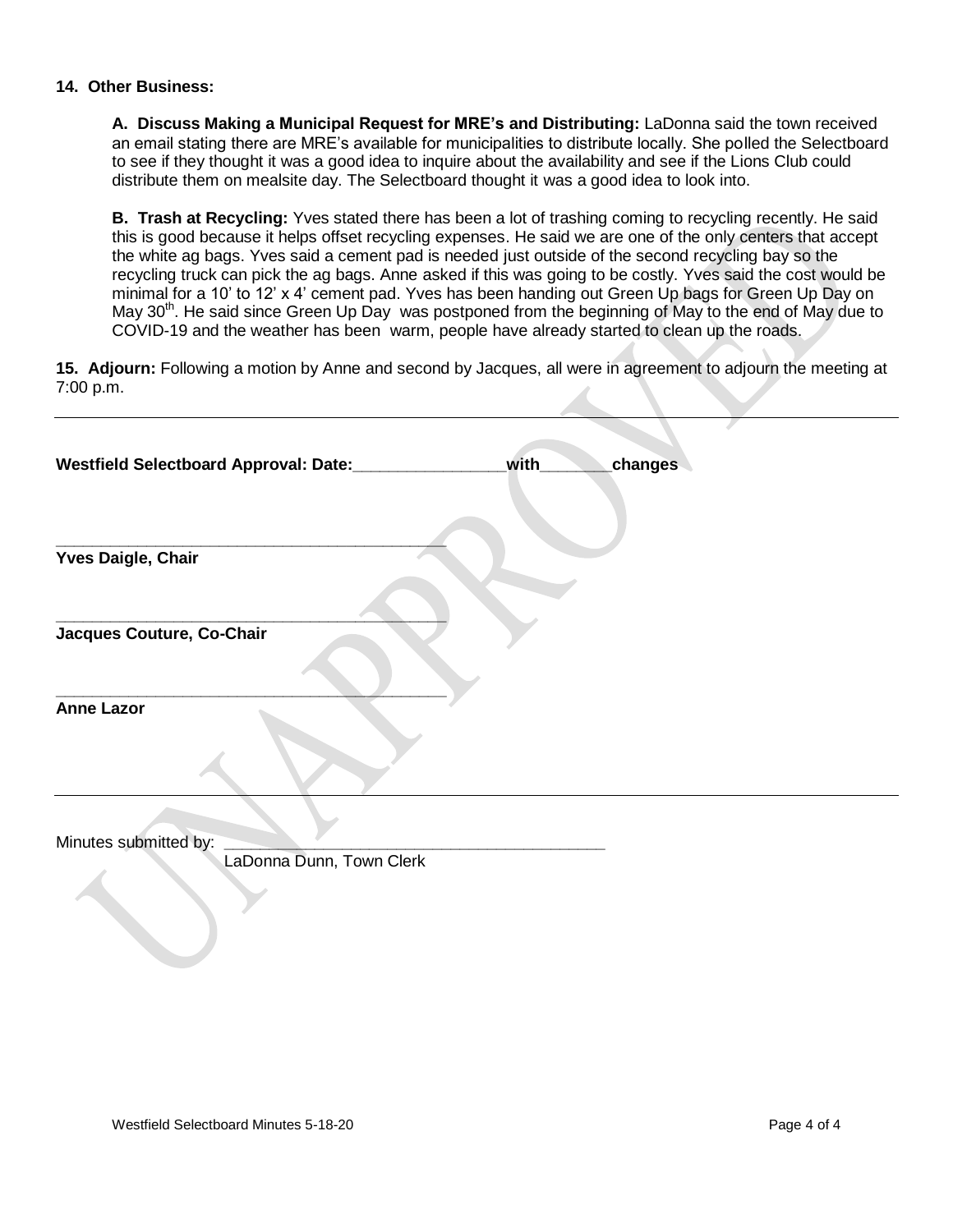**14. Other Business:**

**A. Discuss Making a Municipal Request for MRE's and Distributing:** LaDonna said the town received an email stating there are MRE's available for municipalities to distribute locally. She polled the Selectboard to see if they thought it was a good idea to inquire about the availability and see if the Lions Club could distribute them on mealsite day. The Selectboard thought it was a good idea to look into.

**B. Trash at Recycling:** Yves stated there has been a lot of trashing coming to recycling recently. He said this is good because it helps offset recycling expenses. He said we are one of the only centers that accept the white ag bags. Yves said a cement pad is needed just outside of the second recycling bay so the recycling truck can pick the ag bags. Anne asked if this was going to be costly. Yves said the cost would be minimal for a 10' to 12' x 4' cement pad. Yves has been handing out Green Up bags for Green Up Day on May 30th. He said since Green Up Day was postponed from the beginning of May to the end of May due to COVID-19 and the weather has been warm, people have already started to clean up the roads.

**15. Adjourn:** Following a motion by Anne and second by Jacques, all were in agreement to adjourn the meeting at 7:00 p.m.

---

**Westfield Selectboard Approval: Date:________________with_______changes**

_____________________________________________
**Yves Daigle, Chair**

_____________________________________________
**Jacques Couture, Co-Chair**

_____________________________________________
**Anne Lazor**

---

Minutes submitted by: ___________________________________________
LaDonna Dunn, Town Clerk

UNAPPROVED